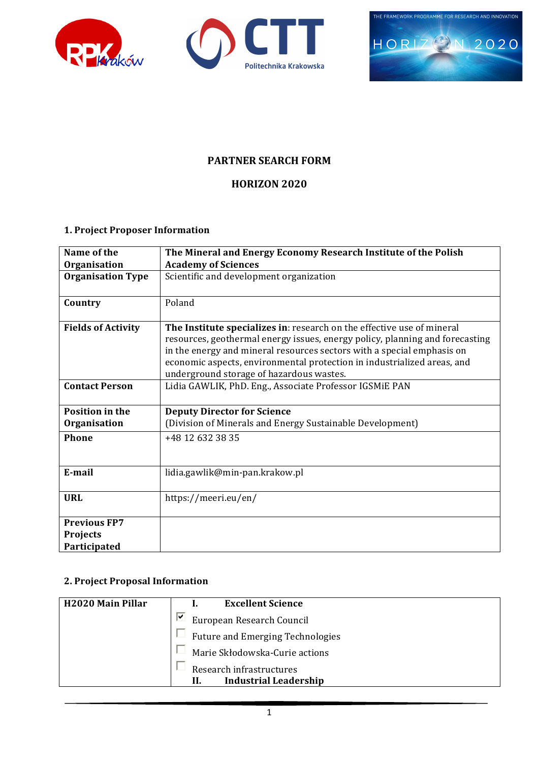# PARTNER SEARCH FORM

## HORIZON 2020

### 1. Project Proposer Information

| | |
|---|---|
| **Name of the Organisation** | **The Mineral and Energy Economy Research Institute of the Polish Academy of Sciences** |
| **Organisation Type** | Scientific and development organization |
| **Country** | Poland |
| **Fields of Activity** | **The Institute specializes in**: research on the effective use of mineral resources, geothermal energy issues, energy policy, planning and forecasting in the energy and mineral resources sectors with a special emphasis on economic aspects, environmental protection in industrialized areas, and underground storage of hazardous wastes. |
| **Contact Person** | Lidia GAWLIK, PhD. Eng., Associate Professor IGSMiE PAN |
| **Position in the Organisation** | **Deputy Director for Science**<br>(Division of Minerals and Energy Sustainable Development) |
| **Phone** | +48 12 632 38 35 |
| **E-mail** | lidia.gawlik@min-pan.krakow.pl |
| **URL** | https://meeri.eu/en/ |
| **Previous FP7 Projects Participated** | |

### 2. Project Proposal Information

| | |
|---|---|
| **H2020 Main Pillar** | **I. Excellent Science**<br>☑ European Research Council<br>☐ Future and Emerging Technologies<br>☐ Marie Skłodowska-Curie actions<br>☐ Research infrastructures<br>**II. Industrial Leadership** |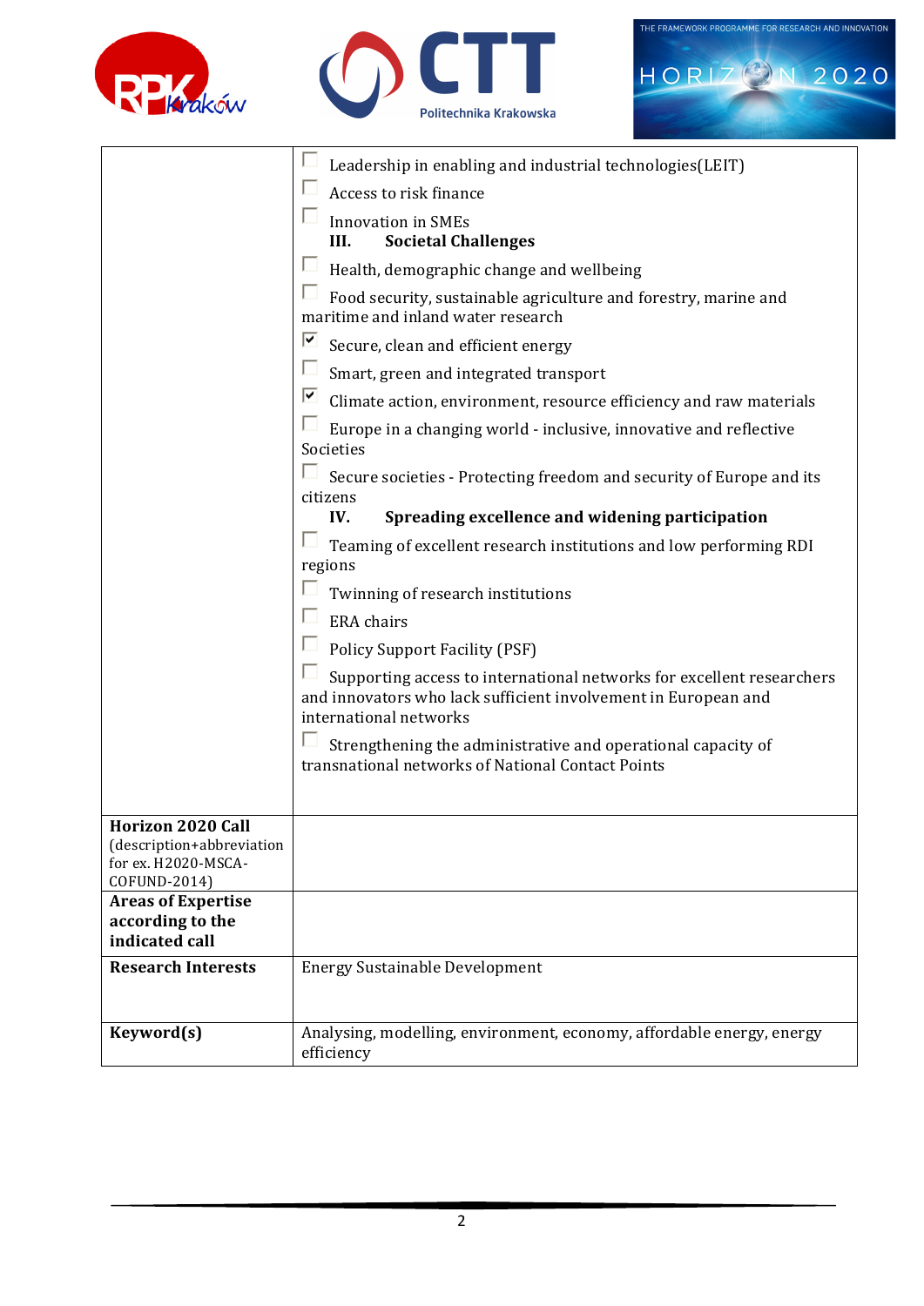| | |
|---|---|
| | ☐ Leadership in enabling and industrial technologies(LEIT)<br>☐ Access to risk finance<br>☐ Innovation in SMEs<br>**III. Societal Challenges**<br>☐ Health, demographic change and wellbeing<br>☐ Food security, sustainable agriculture and forestry, marine and maritime and inland water research<br>☑ Secure, clean and efficient energy<br>☐ Smart, green and integrated transport<br>☑ Climate action, environment, resource efficiency and raw materials<br>☐ Europe in a changing world - inclusive, innovative and reflective Societies<br>☐ Secure societies - Protecting freedom and security of Europe and its citizens<br>**IV. Spreading excellence and widening participation**<br>☐ Teaming of excellent research institutions and low performing RDI regions<br>☐ Twinning of research institutions<br>☐ ERA chairs<br>☐ Policy Support Facility (PSF)<br>☐ Supporting access to international networks for excellent researchers and innovators who lack sufficient involvement in European and international networks<br>☐ Strengthening the administrative and operational capacity of transnational networks of National Contact Points |
| **Horizon 2020 Call** (description+abbreviation for ex. H2020-MSCA-COFUND-2014) | |
| **Areas of Expertise according to the indicated call** | |
| **Research Interests** | Energy Sustainable Development |
| **Keyword(s)** | Analysing, modelling, environment, economy, affordable energy, energy efficiency |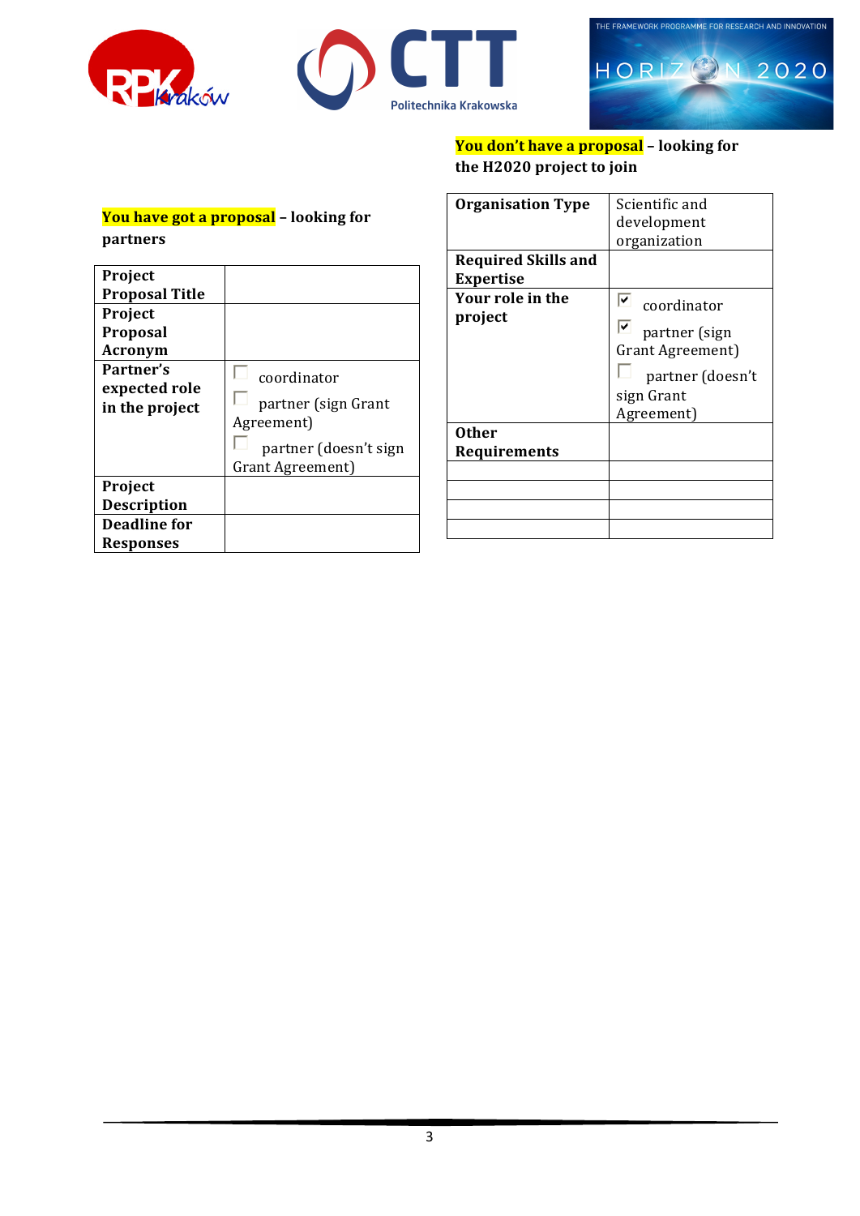**You have got a proposal – looking for partners**

| | |
|---|---|
| **Project Proposal Title** | |
| **Project Proposal Acronym** | |
| **Partner's expected role in the project** | ☐ coordinator<br>☐ partner (sign Grant Agreement)<br>☐ partner (doesn't sign Grant Agreement) |
| **Project Description** | |
| **Deadline for Responses** | |

**You don't have a proposal – looking for the H2020 project to join**

| | |
|---|---|
| **Organisation Type** | Scientific and development organization |
| **Required Skills and Expertise** | |
| **Your role in the project** | ☑ coordinator<br>☑ partner (sign Grant Agreement)<br>☐ partner (doesn't sign Grant Agreement) |
| **Other Requirements** | |
| | |
| | |
| | |
| | |